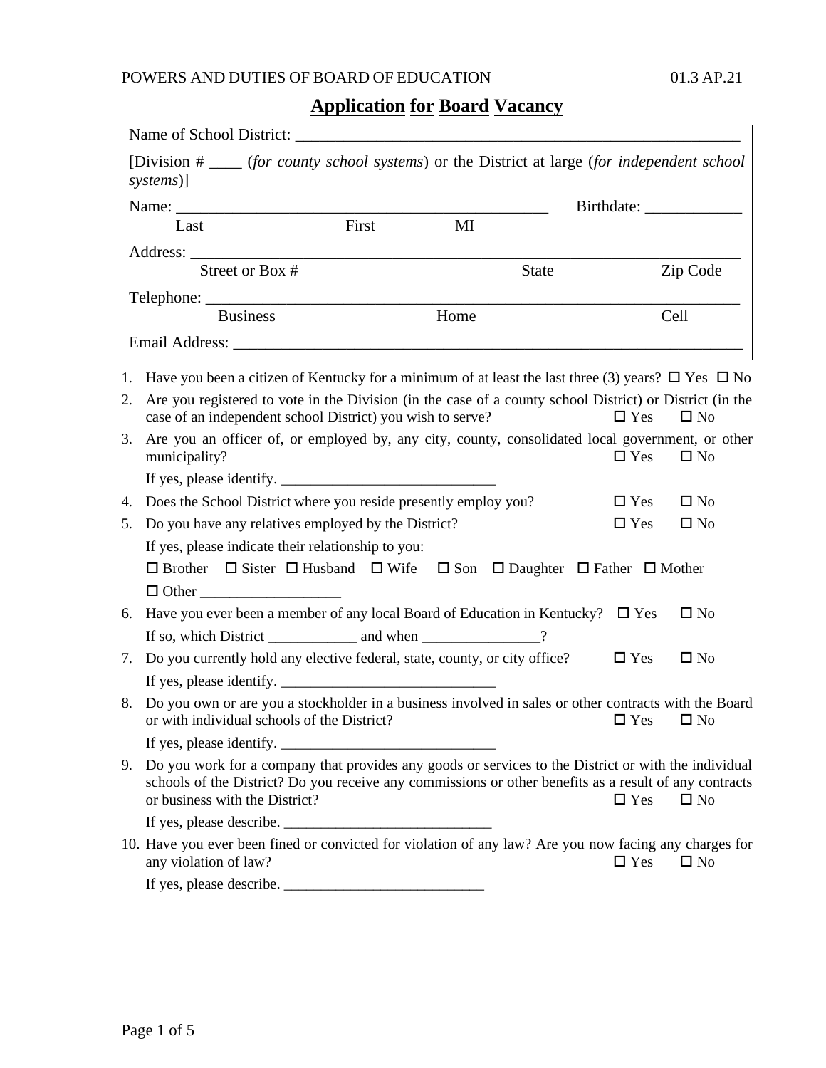POWERS AND DUTIES OF BOARD OF EDUCATION 01.3 AP.21

# Application for Board Vacancy

Name of School District: ______________________________________________________

[Division # ____ (*for county school systems*) or the District at large (*for independent school systems*)]

Name: _______________________________________________ Birthdate: ____________
Last First MI

Address: _____________________________________________________________________
Street or Box # State Zip Code

Telephone: ___________________________________________________________________
Business Home Cell

Email Address: ________________________________________________________________

1. Have you been a citizen of Kentucky for a minimum of at least the last three (3) years? ☐ Yes ☐ No
2. Are you registered to vote in the Division (in the case of a county school District) or District (in the case of an independent school District) you wish to serve? ☐ Yes ☐ No
3. Are you an officer of, or employed by, any city, county, consolidated local government, or other municipality? ☐ Yes ☐ No

   If yes, please identify. _____________________________
4. Does the School District where you reside presently employ you? ☐ Yes ☐ No
5. Do you have any relatives employed by the District? ☐ Yes ☐ No

   If yes, please indicate their relationship to you:

   ☐ Brother ☐ Sister ☐ Husband ☐ Wife ☐ Son ☐ Daughter ☐ Father ☐ Mother

   ☐ Other ___________________
6. Have you ever been a member of any local Board of Education in Kentucky? ☐ Yes ☐ No

   If so, which District ____________ and when ________________?
7. Do you currently hold any elective federal, state, county, or city office? ☐ Yes ☐ No

   If yes, please identify. _____________________________
8. Do you own or are you a stockholder in a business involved in sales or other contracts with the Board or with individual schools of the District? ☐ Yes ☐ No

   If yes, please identify. _____________________________
9. Do you work for a company that provides any goods or services to the District or with the individual schools of the District? Do you receive any commissions or other benefits as a result of any contracts or business with the District? ☐ Yes ☐ No

   If yes, please describe. ___________________________
10. Have you ever been fined or convicted for violation of any law? Are you now facing any charges for any violation of law? ☐ Yes ☐ No

    If yes, please describe. ___________________________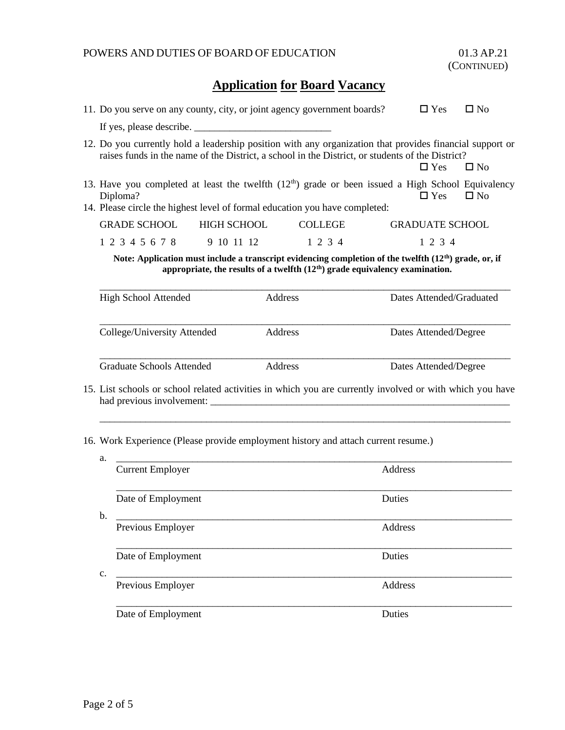POWERS AND DUTIES OF BOARD OF EDUCATION 01.3 AP.21 (CONTINUED)

# Application for Board Vacancy

11. Do you serve on any county, city, or joint agency government boards? ☐ Yes ☐ No

    If yes, please describe. ___________________________

12. Do you currently hold a leadership position with any organization that provides financial support or raises funds in the name of the District, a school in the District, or students of the District? ☐ Yes ☐ No

13. Have you completed at least the twelfth (12th) grade or been issued a High School Equivalency Diploma? ☐ Yes ☐ No

14. Please circle the highest level of formal education you have completed:

| GRADE SCHOOL | HIGH SCHOOL | COLLEGE | GRADUATE SCHOOL |
|---|---|---|---|
| 1 2 3 4 5 6 7 8 | 9 10 11 12 | 1 2 3 4 | 1 2 3 4 |

**Note: Application must include a transcript evidencing completion of the twelfth (12th) grade, or, if appropriate, the results of a twelfth (12th) grade equivalency examination.**

_______________________________________________________________________________

High School Attended    Address    Dates Attended/Graduated

_______________________________________________________________________________

College/University Attended    Address    Dates Attended/Degree

_______________________________________________________________________________

Graduate Schools Attended    Address    Dates Attended/Degree

15. List schools or school related activities in which you are currently involved or with which you have had previous involvement: _______________________________________________

    _______________________________________________________________________________

16. Work Experience (Please provide employment history and attach current resume.)

    a. _______________________________________________________________________________

       Current Employer    Address

       _______________________________________________________________________________

       Date of Employment    Duties

    b. _______________________________________________________________________________

       Previous Employer    Address

       _______________________________________________________________________________

       Date of Employment    Duties

    c. _______________________________________________________________________________

       Previous Employer    Address

       _______________________________________________________________________________

       Date of Employment    Duties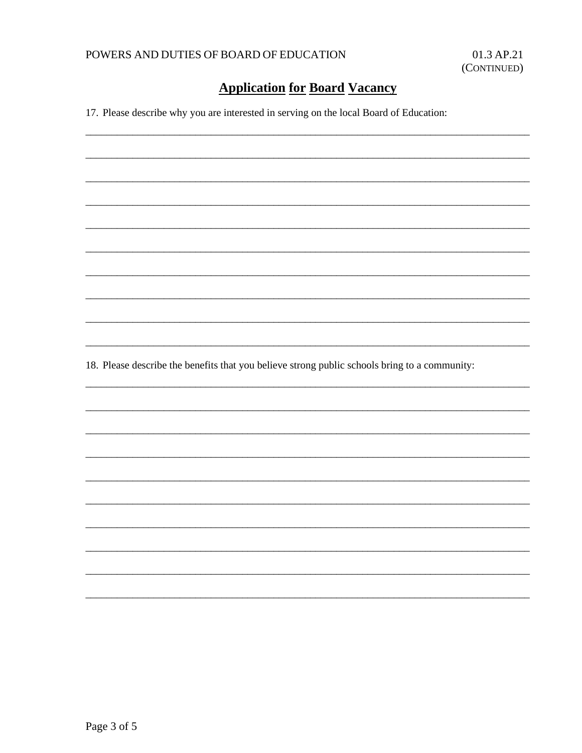## Application for Board Vacancy

17. Please describe why you are interested in serving on the local Board of Education:

______________________________________________________________________________

______________________________________________________________________________

______________________________________________________________________________

______________________________________________________________________________

______________________________________________________________________________

______________________________________________________________________________

______________________________________________________________________________

______________________________________________________________________________

______________________________________________________________________________

______________________________________________________________________________

18. Please describe the benefits that you believe strong public schools bring to a community:

______________________________________________________________________________

______________________________________________________________________________

______________________________________________________________________________

______________________________________________________________________________

______________________________________________________________________________

______________________________________________________________________________

______________________________________________________________________________

______________________________________________________________________________

______________________________________________________________________________

______________________________________________________________________________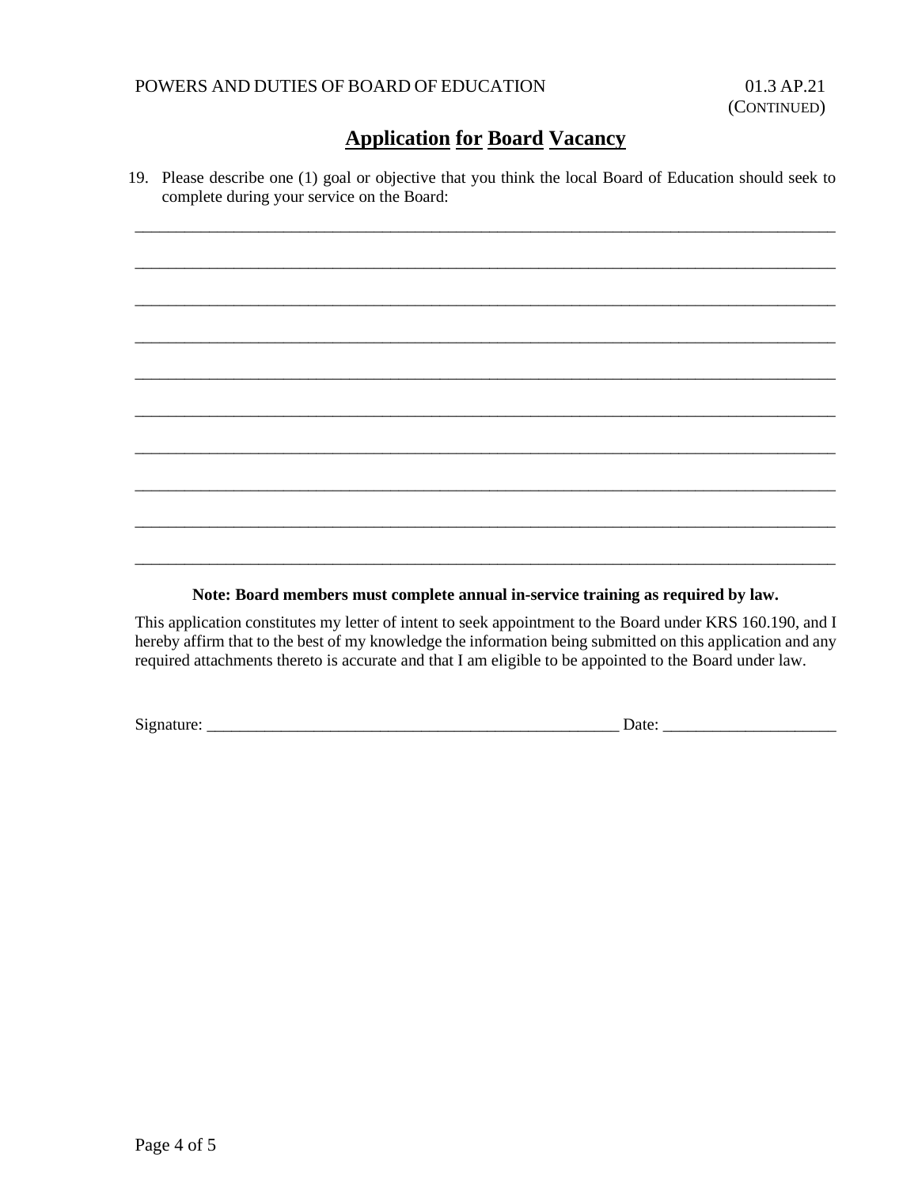## Application for Board Vacancy

19. Please describe one (1) goal or objective that you think the local Board of Education should seek to complete during your service on the Board:

_____________________________________________________________________________________

_____________________________________________________________________________________

_____________________________________________________________________________________

_____________________________________________________________________________________

_____________________________________________________________________________________

_____________________________________________________________________________________

_____________________________________________________________________________________

_____________________________________________________________________________________

_____________________________________________________________________________________

_____________________________________________________________________________________

**Note: Board members must complete annual in-service training as required by law.**

This application constitutes my letter of intent to seek appointment to the Board under KRS 160.190, and I hereby affirm that to the best of my knowledge the information being submitted on this application and any required attachments thereto is accurate and that I am eligible to be appointed to the Board under law.

Signature: _____________________________________________________ Date: _____________________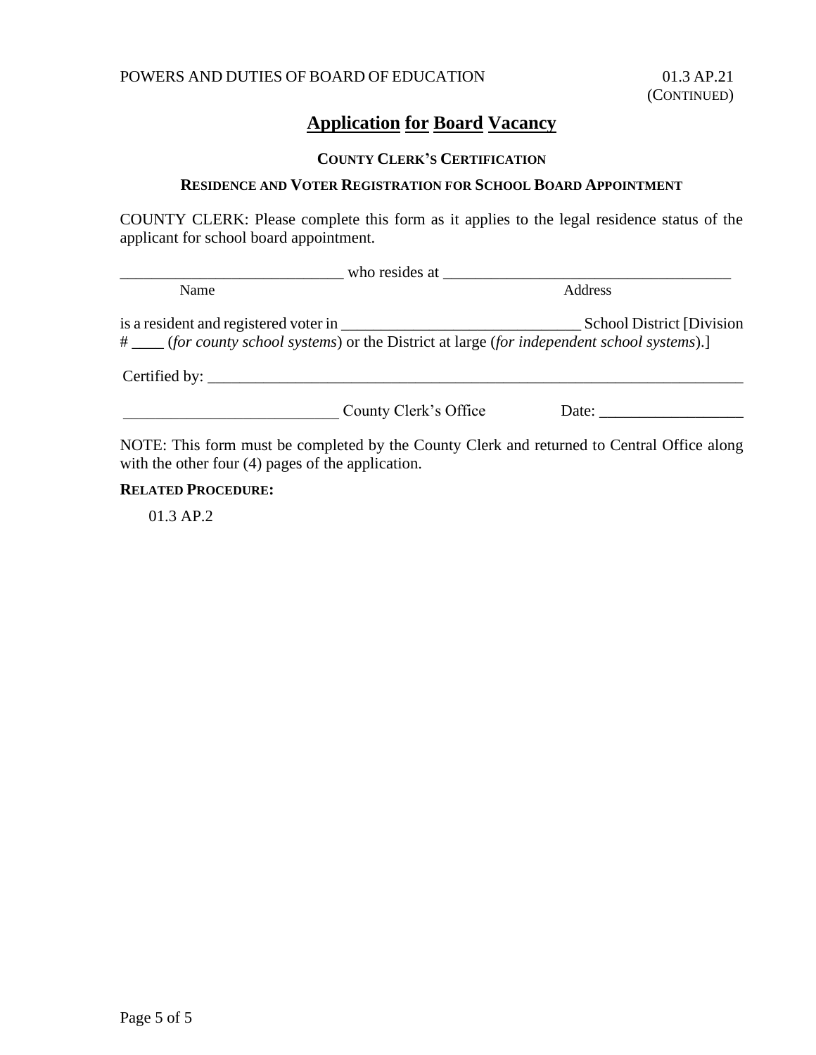## Application for Board Vacancy

### COUNTY CLERK'S CERTIFICATION

### RESIDENCE AND VOTER REGISTRATION FOR SCHOOL BOARD APPOINTMENT

COUNTY CLERK: Please complete this form as it applies to the legal residence status of the applicant for school board appointment.

____________________________ who resides at ____________________________________

Name                                                                                    Address

is a resident and registered voter in ______________________________ School District [Division # ____ (*for county school systems*) or the District at large (*for independent school systems*).]

Certified by: ______________________________________________________________

__________________________ County Clerk's Office          Date: __________________

NOTE: This form must be completed by the County Clerk and returned to Central Office along with the other four (4) pages of the application.

**RELATED PROCEDURE:**

01.3 AP.2